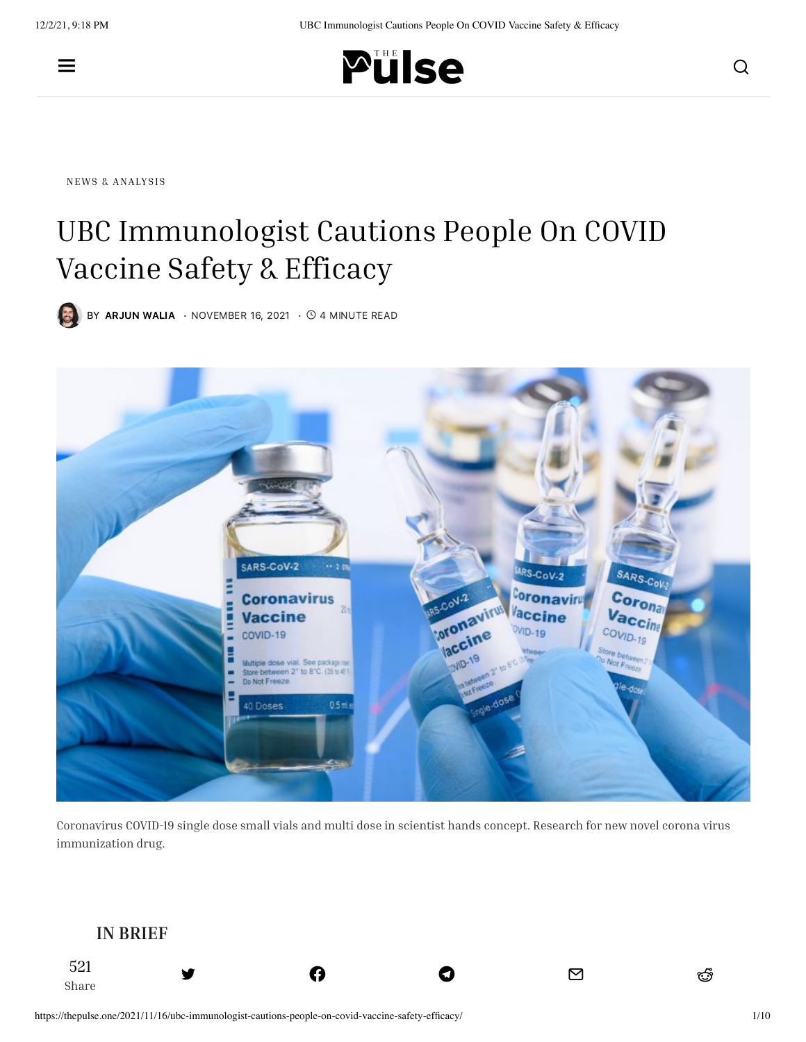NEWS & ANALYSIS

# UBC Immunologist Cautions People On COVID Vaccine Safety & Efficacy

BY **ARJUN WALIA** · NOVEMBER 16, 2021 · 4 MINUTE READ

Coronavirus COVID-19 single dose small vials and multi dose in scientist hands concept. Research for new novel corona virus immunization drug.

## IN BRIEF

521
Share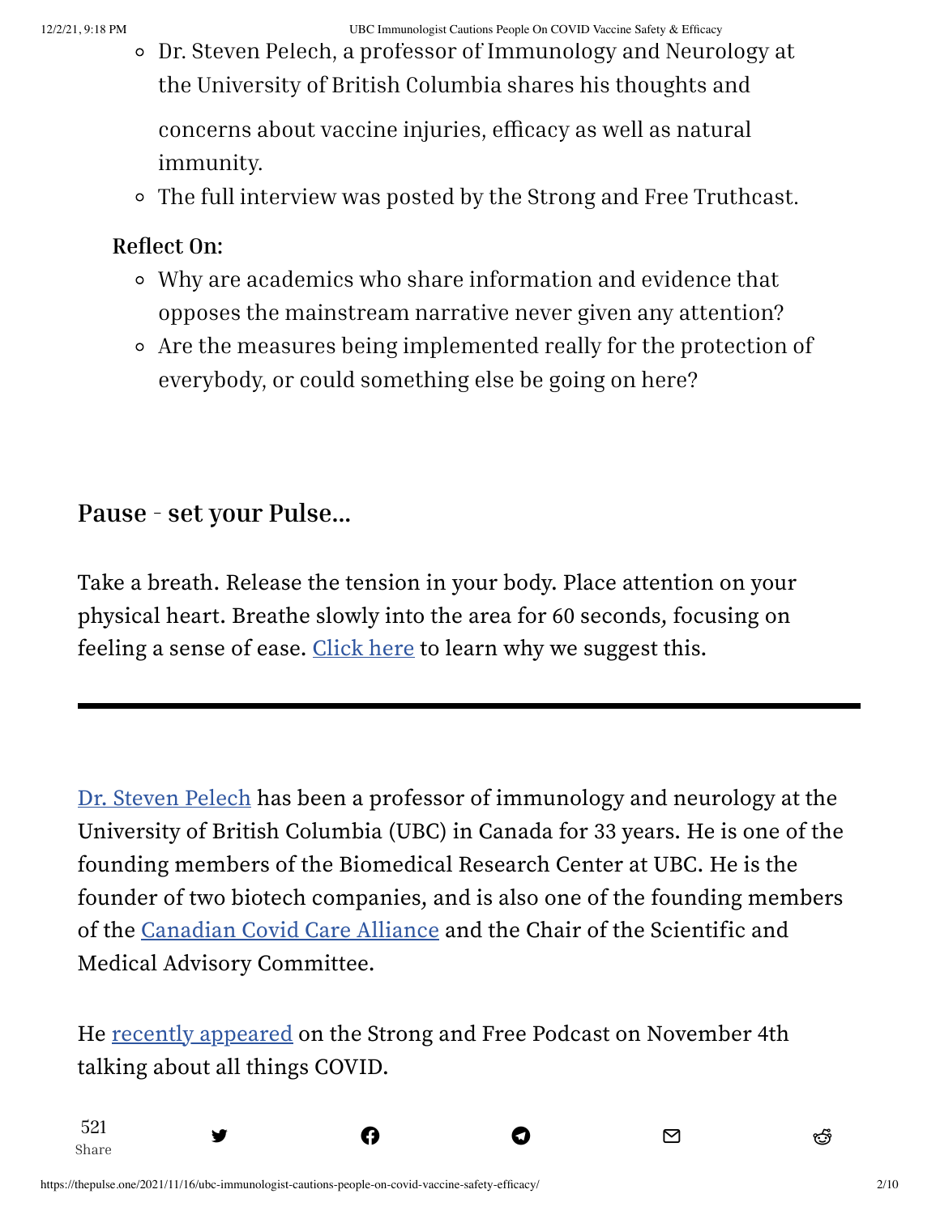- Dr. Steven Pelech, a professor of Immunology and Neurology at the University of British Columbia shares his thoughts and concerns about vaccine injuries, efficacy as well as natural immunity.
- The full interview was posted by the Strong and Free Truthcast.

**Reflect On:**

- Why are academics who share information and evidence that opposes the mainstream narrative never given any attention?
- Are the measures being implemented really for the protection of everybody, or could something else be going on here?

## Pause - set your Pulse...

Take a breath. Release the tension in your body. Place attention on your physical heart. Breathe slowly into the area for 60 seconds, focusing on feeling a sense of ease. Click here to learn why we suggest this.

---

Dr. Steven Pelech has been a professor of immunology and neurology at the University of British Columbia (UBC) in Canada for 33 years. He is one of the founding members of the Biomedical Research Center at UBC. He is the founder of two biotech companies, and is also one of the founding members of the Canadian Covid Care Alliance and the Chair of the Scientific and Medical Advisory Committee.

He recently appeared on the Strong and Free Podcast on November 4th talking about all things COVID.

521 Share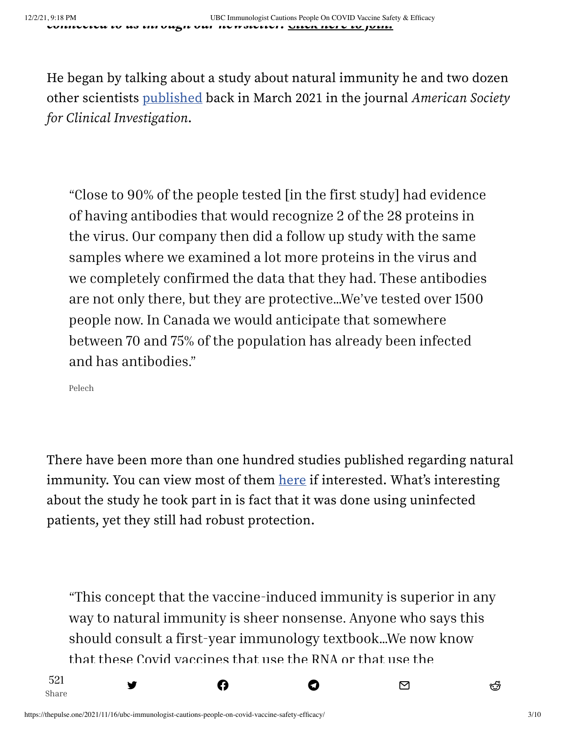He began by talking about a study about natural immunity he and two dozen other scientists [published](#) back in March 2021 in the journal *American Society for Clinical Investigation*.

> "Close to 90% of the people tested [in the first study] had evidence of having antibodies that would recognize 2 of the 28 proteins in the virus. Our company then did a follow up study with the same samples where we examined a lot more proteins in the virus and we completely confirmed the data that they had. These antibodies are not only there, but they are protective…We've tested over 1500 people now. In Canada we would anticipate that somewhere between 70 and 75% of the population has already been infected and has antibodies."
>
> Pelech

There have been more than one hundred studies published regarding natural immunity. You can view most of them [here](#) if interested. What's interesting about the study he took part in is fact that it was done using uninfected patients, yet they still had robust protection.

> "This concept that the vaccine-induced immunity is superior in any way to natural immunity is sheer nonsense. Anyone who says this should consult a first-year immunology textbook…We now know that these Covid vaccines that use the RNA or that use the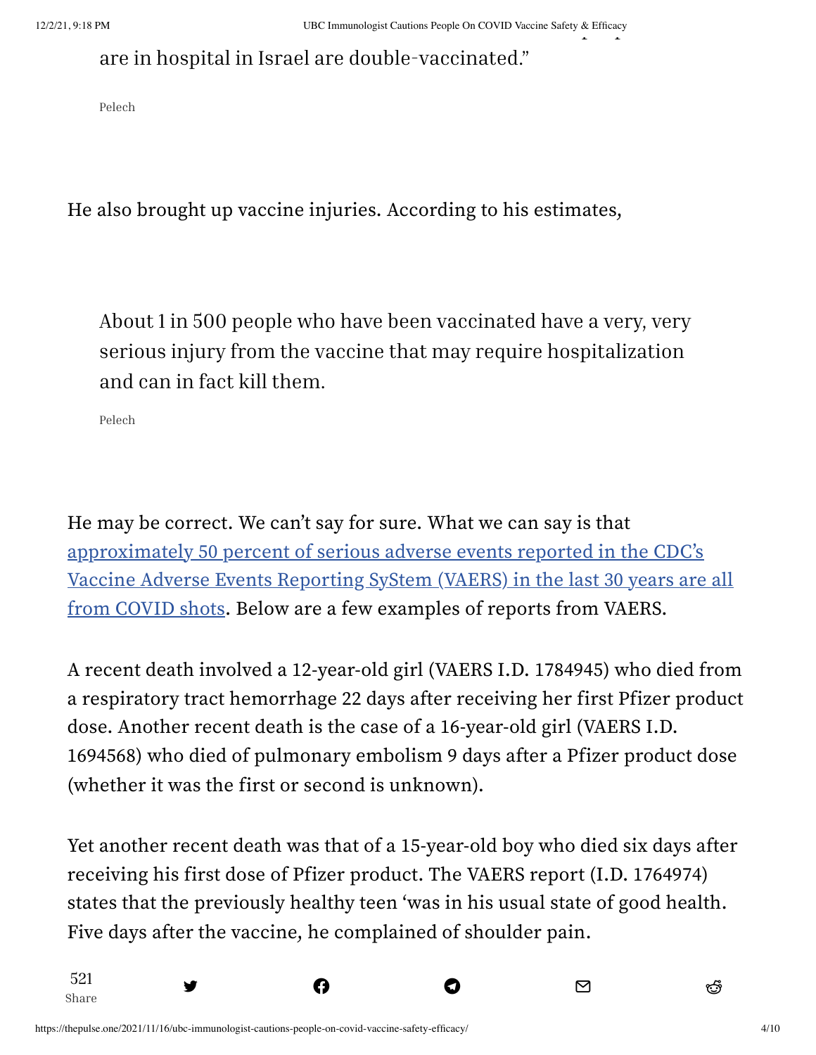are in hospital in Israel are double-vaccinated."

> Pelech

He also brought up vaccine injuries. According to his estimates,

> About 1 in 500 people who have been vaccinated have a very, very serious injury from the vaccine that may require hospitalization and can in fact kill them.
>
> Pelech

He may be correct. We can't say for sure. What we can say is that approximately 50 percent of serious adverse events reported in the CDC's Vaccine Adverse Events Reporting SyStem (VAERS) in the last 30 years are all from COVID shots. Below are a few examples of reports from VAERS.

A recent death involved a 12-year-old girl (VAERS I.D. 1784945) who died from a respiratory tract hemorrhage 22 days after receiving her first Pfizer product dose. Another recent death is the case of a 16-year-old girl (VAERS I.D. 1694568) who died of pulmonary embolism 9 days after a Pfizer product dose (whether it was the first or second is unknown).

Yet another recent death was that of a 15-year-old boy who died six days after receiving his first dose of Pfizer product. The VAERS report (I.D. 1764974) states that the previously healthy teen 'was in his usual state of good health. Five days after the vaccine, he complained of shoulder pain.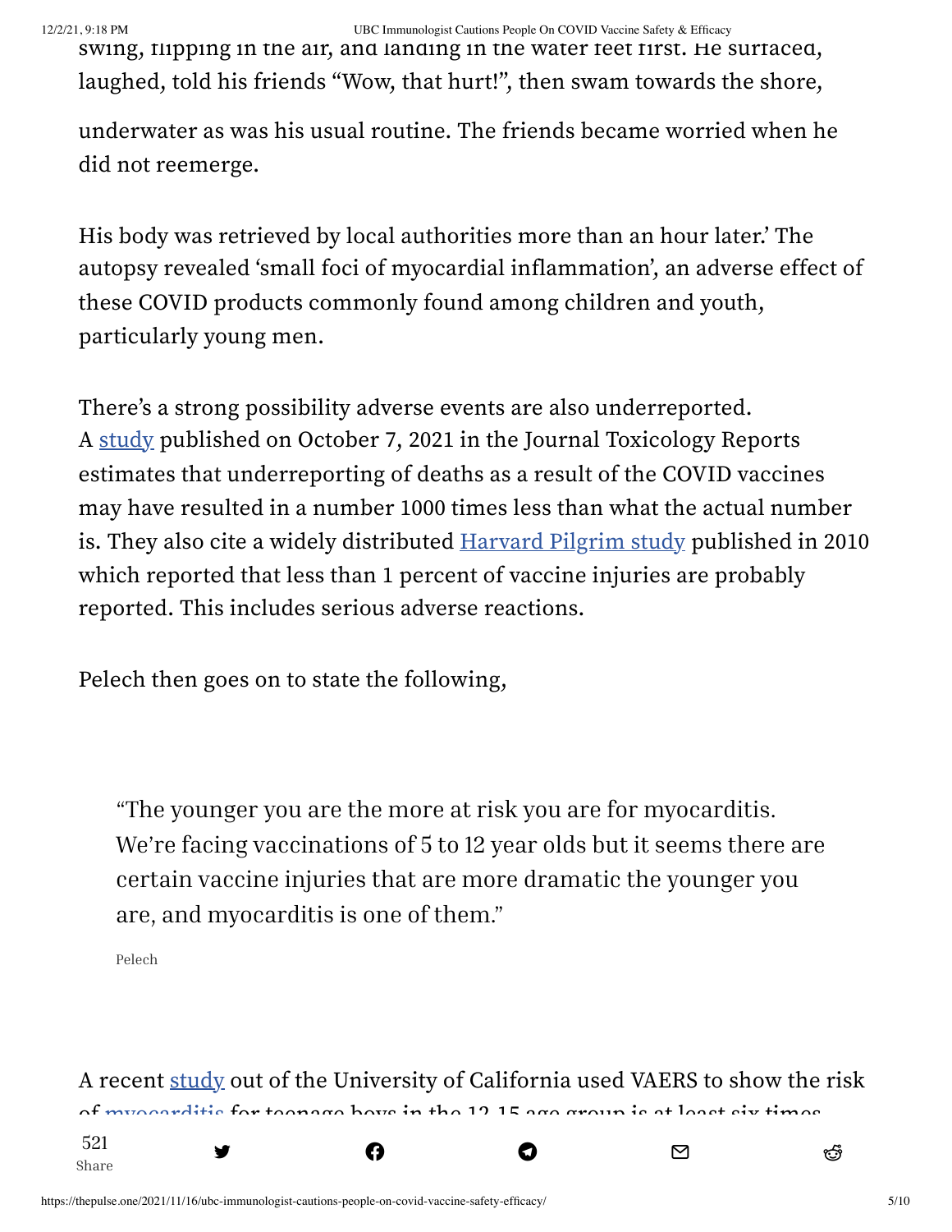swing, flipping in the air, and landing in the water feet first. He surfaced, laughed, told his friends "Wow, that hurt!", then swam towards the shore,

underwater as was his usual routine. The friends became worried when he did not reemerge.

His body was retrieved by local authorities more than an hour later.' The autopsy revealed 'small foci of myocardial inflammation', an adverse effect of these COVID products commonly found among children and youth, particularly young men.

There's a strong possibility adverse events are also underreported. A study published on October 7, 2021 in the Journal Toxicology Reports estimates that underreporting of deaths as a result of the COVID vaccines may have resulted in a number 1000 times less than what the actual number is. They also cite a widely distributed Harvard Pilgrim study published in 2010 which reported that less than 1 percent of vaccine injuries are probably reported. This includes serious adverse reactions.

Pelech then goes on to state the following,

> "The younger you are the more at risk you are for myocarditis. We're facing vaccinations of 5 to 12 year olds but it seems there are certain vaccine injuries that are more dramatic the younger you are, and myocarditis is one of them."
>
> Pelech

A recent study out of the University of California used VAERS to show the risk of myocarditis for teenage boys in the 12-15 age group is at least six times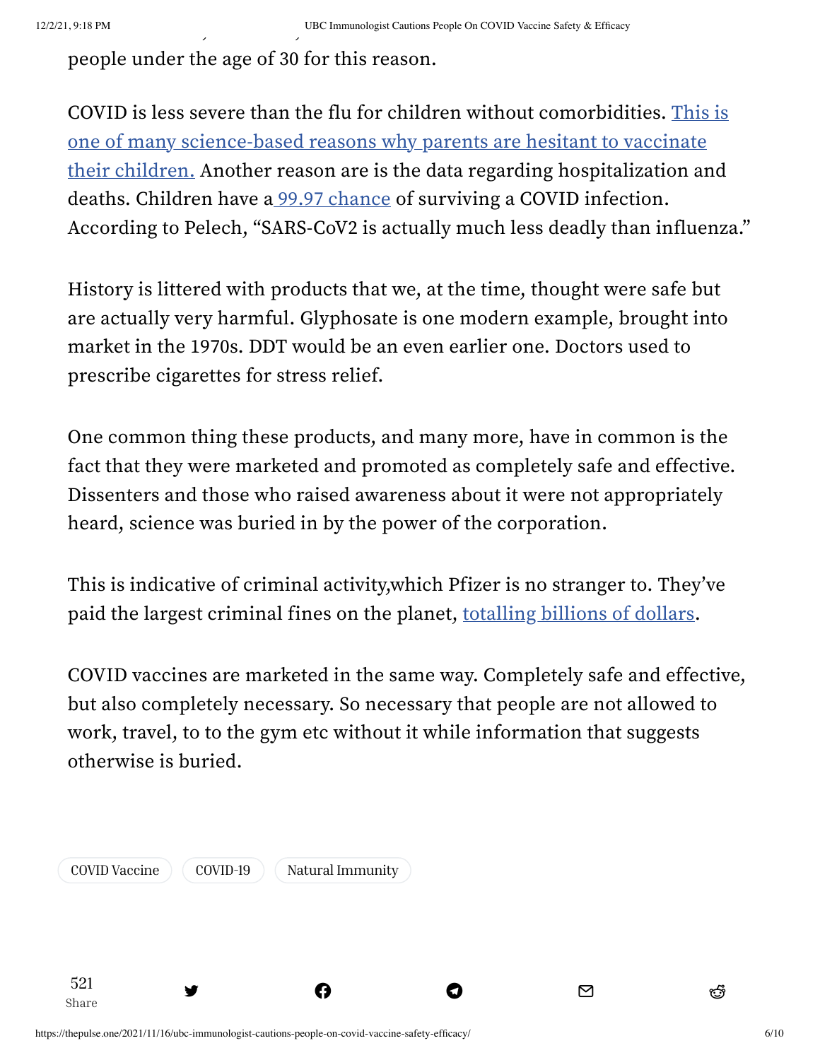people under the age of 30 for this reason.

COVID is less severe than the flu for children without comorbidities. [This is one of many science-based reasons why parents are hesitant to vaccinate their children.] Another reason are is the data regarding hospitalization and deaths. Children have a [99.97 chance] of surviving a COVID infection. According to Pelech, "SARS-CoV2 is actually much less deadly than influenza."

History is littered with products that we, at the time, thought were safe but are actually very harmful. Glyphosate is one modern example, brought into market in the 1970s. DDT would be an even earlier one. Doctors used to prescribe cigarettes for stress relief.

One common thing these products, and many more, have in common is the fact that they were marketed and promoted as completely safe and effective. Dissenters and those who raised awareness about it were not appropriately heard, science was buried in by the power of the corporation.

This is indicative of criminal activity,which Pfizer is no stranger to. They've paid the largest criminal fines on the planet, [totalling billions of dollars].

COVID vaccines are marketed in the same way. Completely safe and effective, but also completely necessary. So necessary that people are not allowed to work, travel, to to the gym etc without it while information that suggests otherwise is buried.

COVID Vaccine | COVID-19 | Natural Immunity

521
Share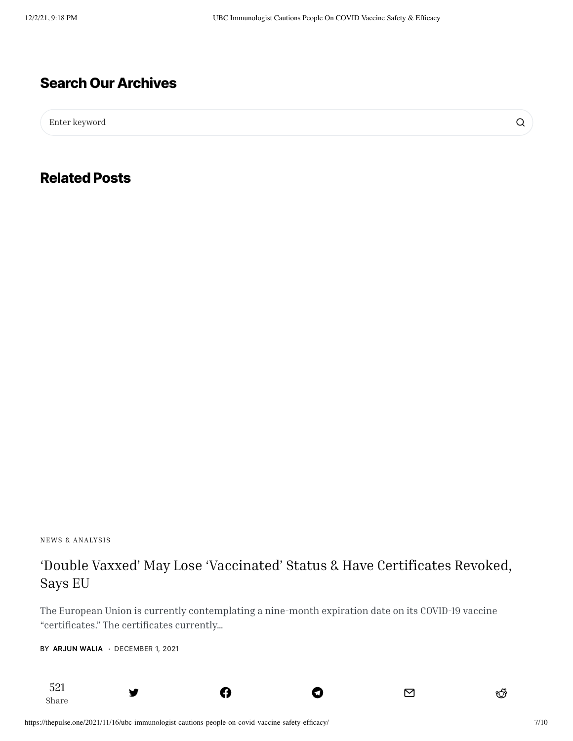## Search Our Archives

Enter keyword

## Related Posts

NEWS & ANALYSIS

### ‘Double Vaxxed’ May Lose ‘Vaccinated’ Status & Have Certificates Revoked, Says EU

The European Union is currently contemplating a nine-month expiration date on its COVID-19 vaccine “certificates.” The certificates currently...

BY **ARJUN WALIA** · DECEMBER 1, 2021

521
Share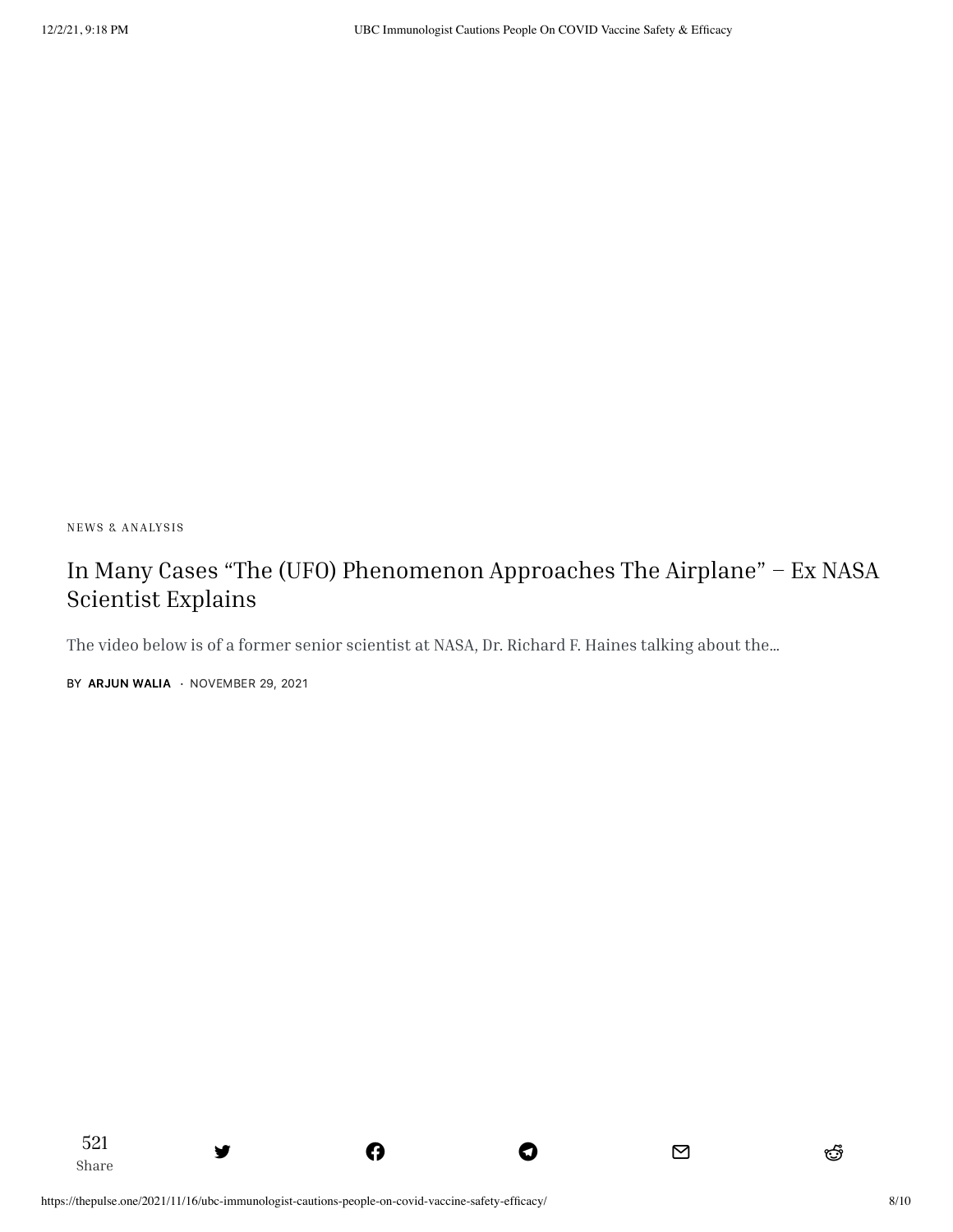NEWS & ANALYSIS

## In Many Cases “The (UFO) Phenomenon Approaches The Airplane” – Ex NASA Scientist Explains

The video below is of a former senior scientist at NASA, Dr. Richard F. Haines talking about the...

BY **ARJUN WALIA** · NOVEMBER 29, 2021

521
Share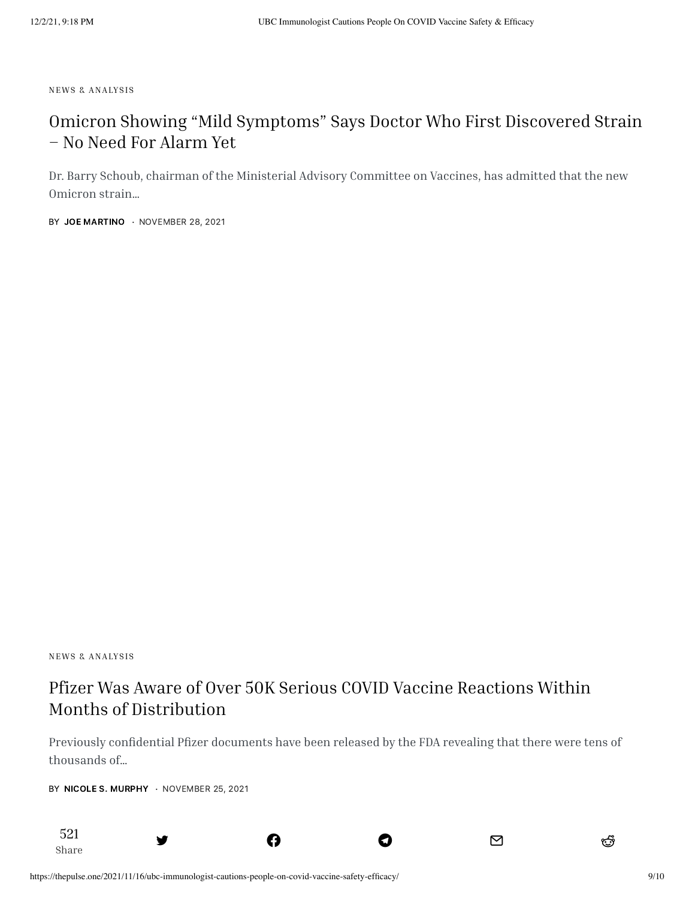NEWS & ANALYSIS

## Omicron Showing “Mild Symptoms” Says Doctor Who First Discovered Strain – No Need For Alarm Yet

Dr. Barry Schoub, chairman of the Ministerial Advisory Committee on Vaccines, has admitted that the new Omicron strain...

BY **JOE MARTINO** · NOVEMBER 28, 2021

NEWS & ANALYSIS

## Pfizer Was Aware of Over 50K Serious COVID Vaccine Reactions Within Months of Distribution

Previously confidential Pfizer documents have been released by the FDA revealing that there were tens of thousands of...

BY **NICOLE S. MURPHY** · NOVEMBER 25, 2021

521
Share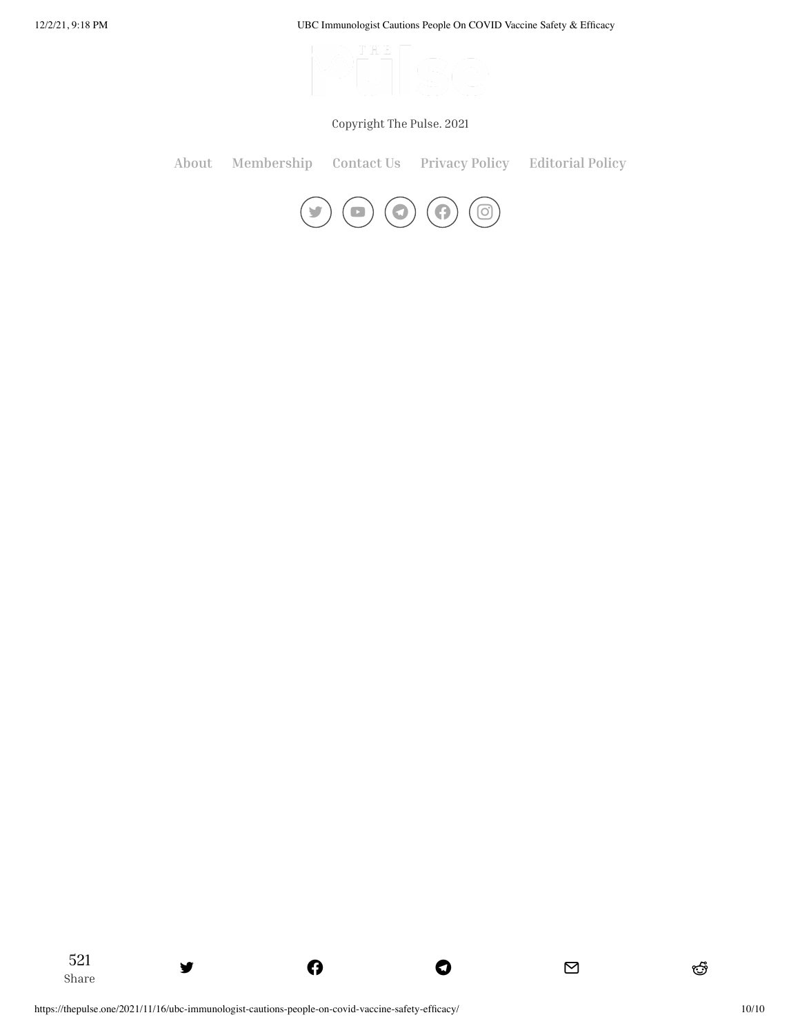Copyright The Pulse. 2021

About Membership Contact Us Privacy Policy Editorial Policy

521
Share